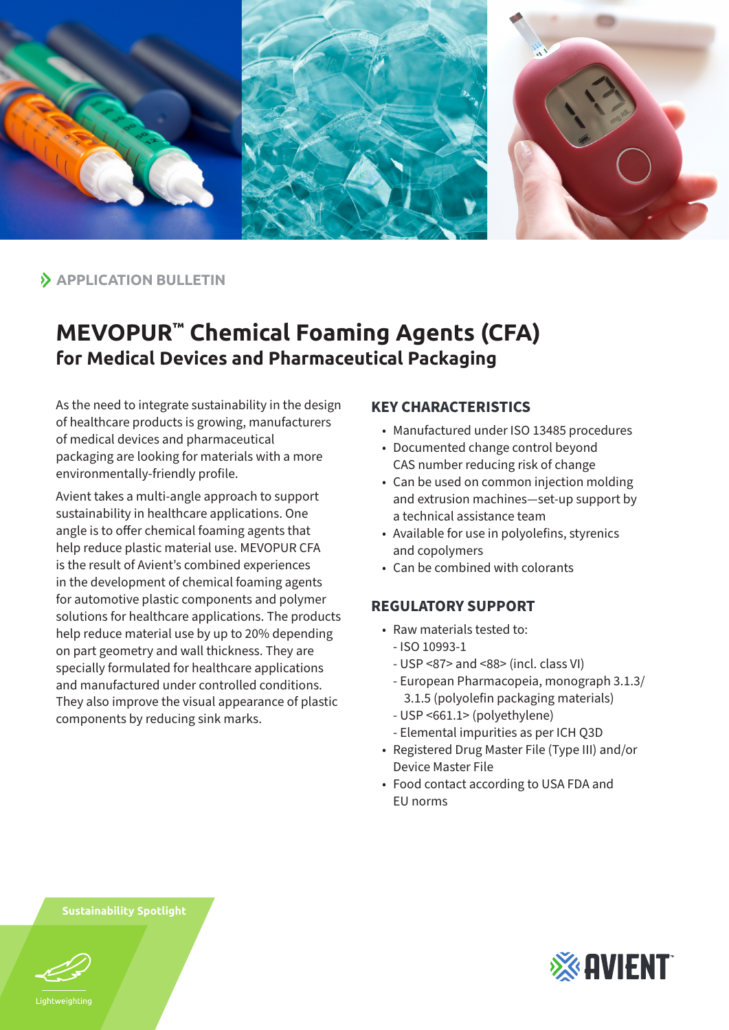APPLICATION BULLETIN

# MEVOPUR™ Chemical Foaming Agents (CFA)

## for Medical Devices and Pharmaceutical Packaging

As the need to integrate sustainability in the design of healthcare products is growing, manufacturers of medical devices and pharmaceutical packaging are looking for materials with a more environmentally-friendly profile.

Avient takes a multi-angle approach to support sustainability in healthcare applications. One angle is to offer chemical foaming agents that help reduce plastic material use. MEVOPUR CFA is the result of Avient's combined experiences in the development of chemical foaming agents for automotive plastic components and polymer solutions for healthcare applications. The products help reduce material use by up to 20% depending on part geometry and wall thickness. They are specially formulated for healthcare applications and manufactured under controlled conditions. They also improve the visual appearance of plastic components by reducing sink marks.

### KEY CHARACTERISTICS

- Manufactured under ISO 13485 procedures
- Documented change control beyond CAS number reducing risk of change
- Can be used on common injection molding and extrusion machines—set-up support by a technical assistance team
- Available for use in polyolefins, styrenics and copolymers
- Can be combined with colorants

### REGULATORY SUPPORT

- Raw materials tested to:
  - ISO 10993-1
  - USP <87> and <88> (incl. class VI)
  - European Pharmacopeia, monograph 3.1.3/ 3.1.5 (polyolefin packaging materials)
  - USP <661.1> (polyethylene)
  - Elemental impurities as per ICH Q3D
- Registered Drug Master File (Type III) and/or Device Master File
- Food contact according to USA FDA and EU norms

Sustainability Spotlight

Lightweighting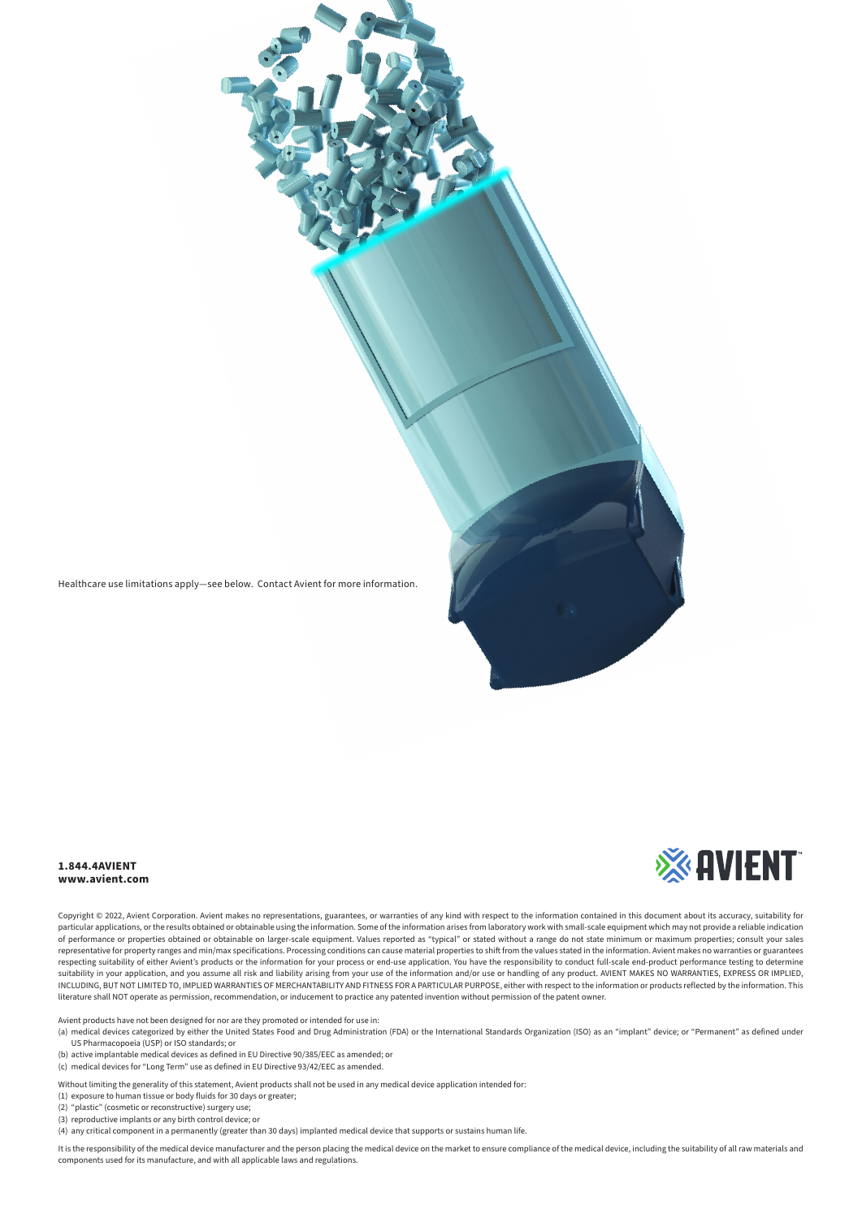Healthcare use limitations apply—see below. Contact Avient for more information.

**1.844.4AVIENT**
**www.avient.com**

Copyright © 2022, Avient Corporation. Avient makes no representations, guarantees, or warranties of any kind with respect to the information contained in this document about its accuracy, suitability for particular applications, or the results obtained or obtainable using the information. Some of the information arises from laboratory work with small-scale equipment which may not provide a reliable indication of performance or properties obtained or obtainable on larger-scale equipment. Values reported as "typical" or stated without a range do not state minimum or maximum properties; consult your sales representative for property ranges and min/max specifications. Processing conditions can cause material properties to shift from the values stated in the information. Avient makes no warranties or guarantees respecting suitability of either Avient's products or the information for your process or end-use application. You have the responsibility to conduct full-scale end-product performance testing to determine suitability in your application, and you assume all risk and liability arising from your use of the information and/or use or handling of any product. AVIENT MAKES NO WARRANTIES, EXPRESS OR IMPLIED, INCLUDING, BUT NOT LIMITED TO, IMPLIED WARRANTIES OF MERCHANTABILITY AND FITNESS FOR A PARTICULAR PURPOSE, either with respect to the information or products reflected by the information. This literature shall NOT operate as permission, recommendation, or inducement to practice any patented invention without permission of the patent owner.

Avient products have not been designed for nor are they promoted or intended for use in:

(a) medical devices categorized by either the United States Food and Drug Administration (FDA) or the International Standards Organization (ISO) as an "implant" device; or "Permanent" as defined under US Pharmacopoeia (USP) or ISO standards; or

(b) active implantable medical devices as defined in EU Directive 90/385/EEC as amended; or

(c) medical devices for "Long Term" use as defined in EU Directive 93/42/EEC as amended.

Without limiting the generality of this statement, Avient products shall not be used in any medical device application intended for:

(1) exposure to human tissue or body fluids for 30 days or greater;

(2) "plastic" (cosmetic or reconstructive) surgery use;

(3) reproductive implants or any birth control device; or

(4) any critical component in a permanently (greater than 30 days) implanted medical device that supports or sustains human life.

It is the responsibility of the medical device manufacturer and the person placing the medical device on the market to ensure compliance of the medical device, including the suitability of all raw materials and components used for its manufacture, and with all applicable laws and regulations.